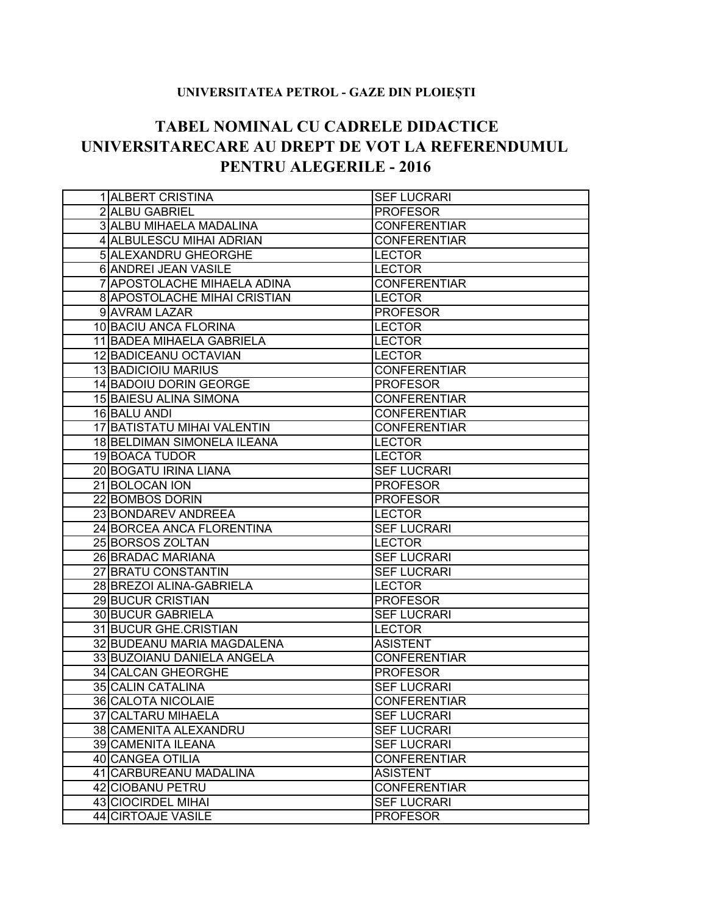**UNIVERSITATEA PETROL - GAZE DIN PLOIEȘTI**

# TABEL NOMINAL CU CADRELE DIDACTICE UNIVERSITARECARE AU DREPT DE VOT LA REFERENDUMUL PENTRU ALEGERILE - 2016

| | | |
|---|---|---|
| 1 | ALBERT CRISTINA | SEF LUCRARI |
| 2 | ALBU GABRIEL | PROFESOR |
| 3 | ALBU MIHAELA MADALINA | CONFERENTIAR |
| 4 | ALBULESCU MIHAI ADRIAN | CONFERENTIAR |
| 5 | ALEXANDRU GHEORGHE | LECTOR |
| 6 | ANDREI JEAN VASILE | LECTOR |
| 7 | APOSTOLACHE MIHAELA ADINA | CONFERENTIAR |
| 8 | APOSTOLACHE MIHAI CRISTIAN | LECTOR |
| 9 | AVRAM LAZAR | PROFESOR |
| 10 | BACIU ANCA FLORINA | LECTOR |
| 11 | BADEA MIHAELA GABRIELA | LECTOR |
| 12 | BADICEANU OCTAVIAN | LECTOR |
| 13 | BADICIOIU MARIUS | CONFERENTIAR |
| 14 | BADOIU DORIN GEORGE | PROFESOR |
| 15 | BAIESU ALINA SIMONA | CONFERENTIAR |
| 16 | BALU ANDI | CONFERENTIAR |
| 17 | BATISTATU MIHAI VALENTIN | CONFERENTIAR |
| 18 | BELDIMAN SIMONELA ILEANA | LECTOR |
| 19 | BOACA TUDOR | LECTOR |
| 20 | BOGATU IRINA LIANA | SEF LUCRARI |
| 21 | BOLOCAN ION | PROFESOR |
| 22 | BOMBOS DORIN | PROFESOR |
| 23 | BONDAREV ANDREEA | LECTOR |
| 24 | BORCEA ANCA FLORENTINA | SEF LUCRARI |
| 25 | BORSOS ZOLTAN | LECTOR |
| 26 | BRADAC MARIANA | SEF LUCRARI |
| 27 | BRATU CONSTANTIN | SEF LUCRARI |
| 28 | BREZOI ALINA-GABRIELA | LECTOR |
| 29 | BUCUR CRISTIAN | PROFESOR |
| 30 | BUCUR GABRIELA | SEF LUCRARI |
| 31 | BUCUR GHE.CRISTIAN | LECTOR |
| 32 | BUDEANU MARIA MAGDALENA | ASISTENT |
| 33 | BUZOIANU DANIELA ANGELA | CONFERENTIAR |
| 34 | CALCAN GHEORGHE | PROFESOR |
| 35 | CALIN CATALINA | SEF LUCRARI |
| 36 | CALOTA NICOLAIE | CONFERENTIAR |
| 37 | CALTARU MIHAELA | SEF LUCRARI |
| 38 | CAMENITA ALEXANDRU | SEF LUCRARI |
| 39 | CAMENITA ILEANA | SEF LUCRARI |
| 40 | CANGEA OTILIA | CONFERENTIAR |
| 41 | CARBUREANU MADALINA | ASISTENT |
| 42 | CIOBANU PETRU | CONFERENTIAR |
| 43 | CIOCIRDEL MIHAI | SEF LUCRARI |
| 44 | CIRTOAJE VASILE | PROFESOR |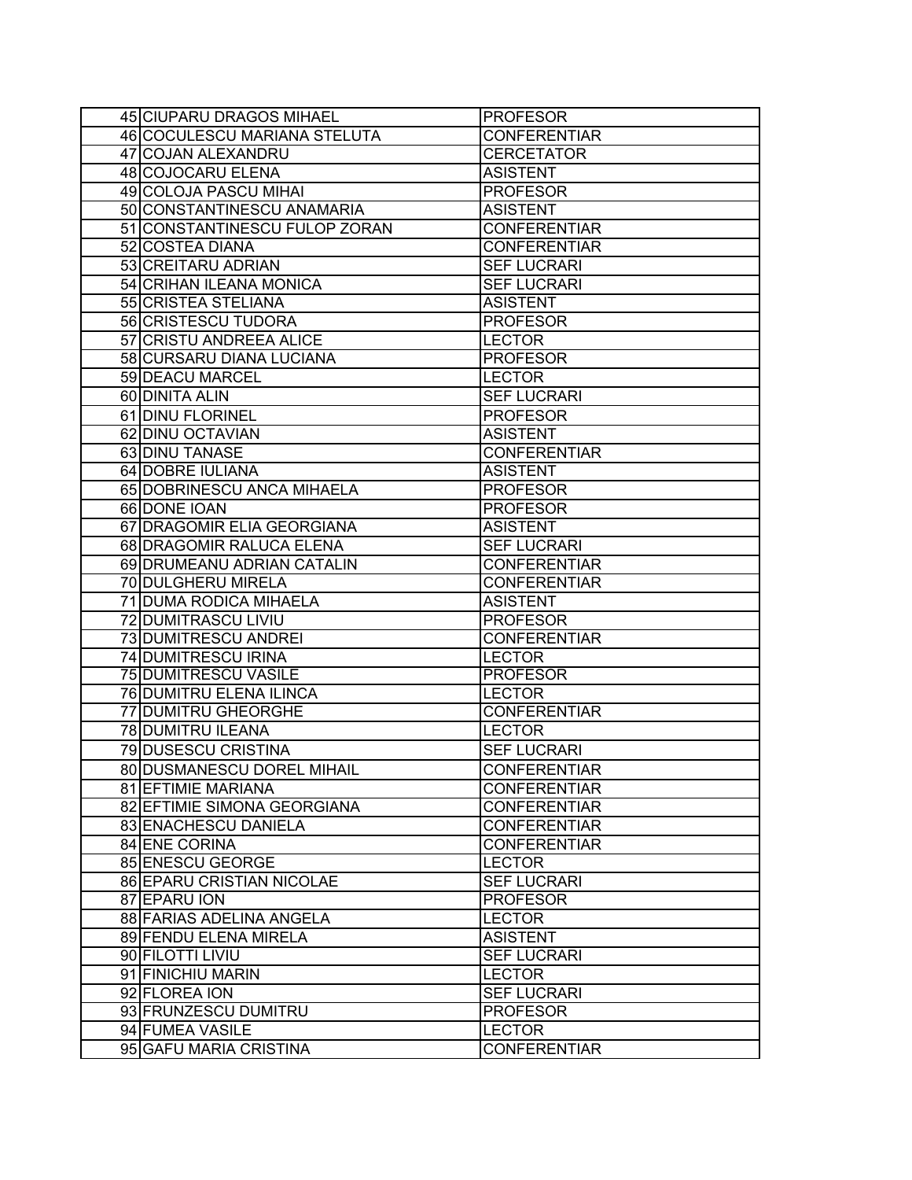| | | |
|---|---|---|
| 45 | CIUPARU DRAGOS MIHAEL | PROFESOR |
| 46 | COCULESCU MARIANA STELUTA | CONFERENTIAR |
| 47 | COJAN ALEXANDRU | CERCETATOR |
| 48 | COJOCARU ELENA | ASISTENT |
| 49 | COLOJA PASCU MIHAI | PROFESOR |
| 50 | CONSTANTINESCU ANAMARIA | ASISTENT |
| 51 | CONSTANTINESCU FULOP ZORAN | CONFERENTIAR |
| 52 | COSTEA DIANA | CONFERENTIAR |
| 53 | CREITARU ADRIAN | SEF LUCRARI |
| 54 | CRIHAN ILEANA MONICA | SEF LUCRARI |
| 55 | CRISTEA STELIANA | ASISTENT |
| 56 | CRISTESCU TUDORA | PROFESOR |
| 57 | CRISTU ANDREEA ALICE | LECTOR |
| 58 | CURSARU DIANA LUCIANA | PROFESOR |
| 59 | DEACU MARCEL | LECTOR |
| 60 | DINITA ALIN | SEF LUCRARI |
| 61 | DINU FLORINEL | PROFESOR |
| 62 | DINU OCTAVIAN | ASISTENT |
| 63 | DINU TANASE | CONFERENTIAR |
| 64 | DOBRE IULIANA | ASISTENT |
| 65 | DOBRINESCU ANCA MIHAELA | PROFESOR |
| 66 | DONE IOAN | PROFESOR |
| 67 | DRAGOMIR ELIA GEORGIANA | ASISTENT |
| 68 | DRAGOMIR RALUCA ELENA | SEF LUCRARI |
| 69 | DRUMEANU ADRIAN CATALIN | CONFERENTIAR |
| 70 | DULGHERU MIRELA | CONFERENTIAR |
| 71 | DUMA RODICA MIHAELA | ASISTENT |
| 72 | DUMITRASCU LIVIU | PROFESOR |
| 73 | DUMITRESCU ANDREI | CONFERENTIAR |
| 74 | DUMITRESCU IRINA | LECTOR |
| 75 | DUMITRESCU VASILE | PROFESOR |
| 76 | DUMITRU ELENA ILINCA | LECTOR |
| 77 | DUMITRU GHEORGHE | CONFERENTIAR |
| 78 | DUMITRU ILEANA | LECTOR |
| 79 | DUSESCU CRISTINA | SEF LUCRARI |
| 80 | DUSMANESCU DOREL MIHAIL | CONFERENTIAR |
| 81 | EFTIMIE MARIANA | CONFERENTIAR |
| 82 | EFTIMIE SIMONA GEORGIANA | CONFERENTIAR |
| 83 | ENACHESCU DANIELA | CONFERENTIAR |
| 84 | ENE CORINA | CONFERENTIAR |
| 85 | ENESCU GEORGE | LECTOR |
| 86 | EPARU CRISTIAN NICOLAE | SEF LUCRARI |
| 87 | EPARU ION | PROFESOR |
| 88 | FARIAS ADELINA ANGELA | LECTOR |
| 89 | FENDU ELENA MIRELA | ASISTENT |
| 90 | FILOTTI LIVIU | SEF LUCRARI |
| 91 | FINICHIU MARIN | LECTOR |
| 92 | FLOREA ION | SEF LUCRARI |
| 93 | FRUNZESCU DUMITRU | PROFESOR |
| 94 | FUMEA VASILE | LECTOR |
| 95 | GAFU MARIA CRISTINA | CONFERENTIAR |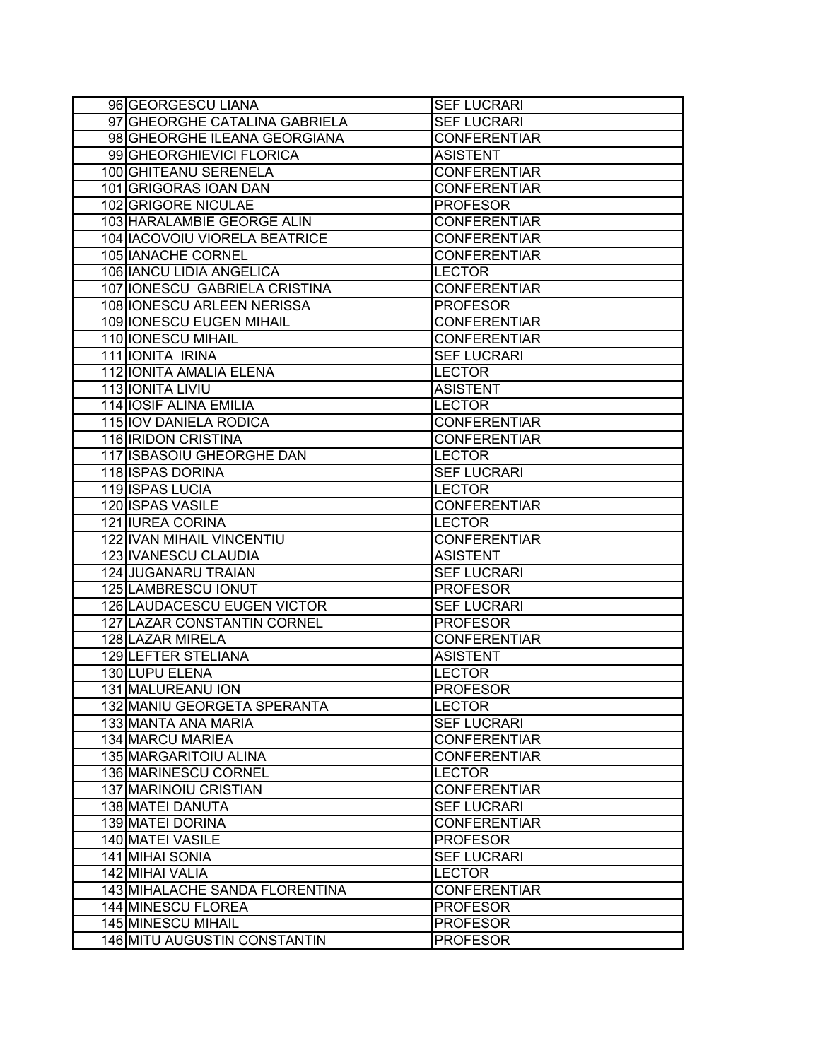| | | |
|---|---|---|
| 96 | GEORGESCU LIANA | SEF LUCRARI |
| 97 | GHEORGHE CATALINA GABRIELA | SEF LUCRARI |
| 98 | GHEORGHE ILEANA GEORGIANA | CONFERENTIAR |
| 99 | GHEORGHIEVICI FLORICA | ASISTENT |
| 100 | GHITEANU SERENELA | CONFERENTIAR |
| 101 | GRIGORAS IOAN DAN | CONFERENTIAR |
| 102 | GRIGORE NICULAE | PROFESOR |
| 103 | HARALAMBIE GEORGE ALIN | CONFERENTIAR |
| 104 | IACOVOIU VIORELA BEATRICE | CONFERENTIAR |
| 105 | IANACHE CORNEL | CONFERENTIAR |
| 106 | IANCU LIDIA ANGELICA | LECTOR |
| 107 | IONESCU GABRIELA CRISTINA | CONFERENTIAR |
| 108 | IONESCU ARLEEN NERISSA | PROFESOR |
| 109 | IONESCU EUGEN MIHAIL | CONFERENTIAR |
| 110 | IONESCU MIHAIL | CONFERENTIAR |
| 111 | IONITA IRINA | SEF LUCRARI |
| 112 | IONITA AMALIA ELENA | LECTOR |
| 113 | IONITA LIVIU | ASISTENT |
| 114 | IOSIF ALINA EMILIA | LECTOR |
| 115 | IOV DANIELA RODICA | CONFERENTIAR |
| 116 | IRIDON CRISTINA | CONFERENTIAR |
| 117 | ISBASOIU GHEORGHE DAN | LECTOR |
| 118 | ISPAS DORINA | SEF LUCRARI |
| 119 | ISPAS LUCIA | LECTOR |
| 120 | ISPAS VASILE | CONFERENTIAR |
| 121 | IUREA CORINA | LECTOR |
| 122 | IVAN MIHAIL VINCENTIU | CONFERENTIAR |
| 123 | IVANESCU CLAUDIA | ASISTENT |
| 124 | JUGANARU TRAIAN | SEF LUCRARI |
| 125 | LAMBRESCU IONUT | PROFESOR |
| 126 | LAUDACESCU EUGEN VICTOR | SEF LUCRARI |
| 127 | LAZAR CONSTANTIN CORNEL | PROFESOR |
| 128 | LAZAR MIRELA | CONFERENTIAR |
| 129 | LEFTER STELIANA | ASISTENT |
| 130 | LUPU ELENA | LECTOR |
| 131 | MALUREANU ION | PROFESOR |
| 132 | MANIU GEORGETA SPERANTA | LECTOR |
| 133 | MANTA ANA MARIA | SEF LUCRARI |
| 134 | MARCU MARIEA | CONFERENTIAR |
| 135 | MARGARITOIU ALINA | CONFERENTIAR |
| 136 | MARINESCU CORNEL | LECTOR |
| 137 | MARINOIU CRISTIAN | CONFERENTIAR |
| 138 | MATEI DANUTA | SEF LUCRARI |
| 139 | MATEI DORINA | CONFERENTIAR |
| 140 | MATEI VASILE | PROFESOR |
| 141 | MIHAI SONIA | SEF LUCRARI |
| 142 | MIHAI VALIA | LECTOR |
| 143 | MIHALACHE SANDA FLORENTINA | CONFERENTIAR |
| 144 | MINESCU FLOREA | PROFESOR |
| 145 | MINESCU MIHAIL | PROFESOR |
| 146 | MITU AUGUSTIN CONSTANTIN | PROFESOR |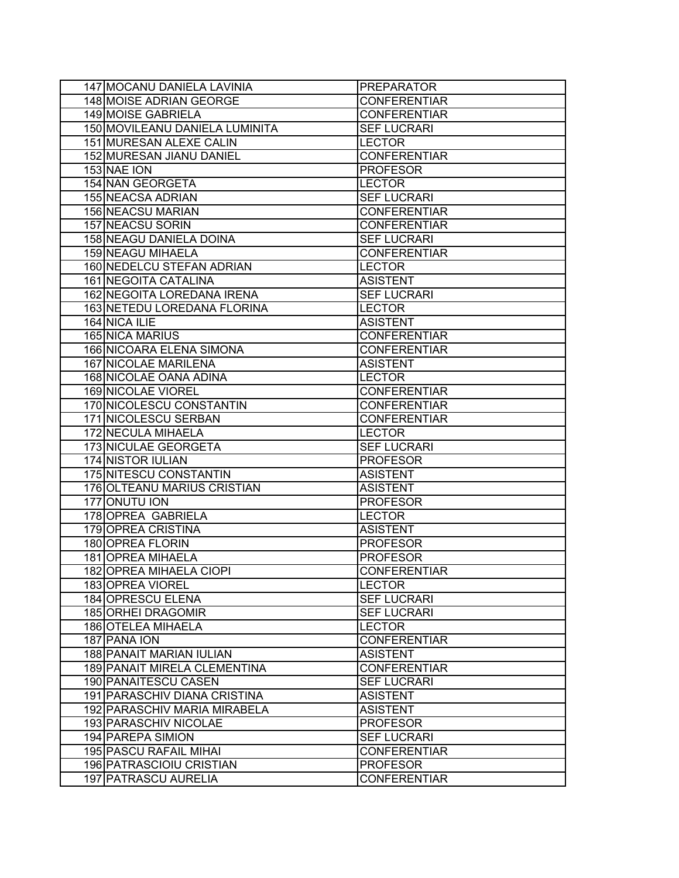| | | |
|---|---|---|
| 147 | MOCANU DANIELA LAVINIA | PREPARATOR |
| 148 | MOISE ADRIAN GEORGE | CONFERENTIAR |
| 149 | MOISE GABRIELA | CONFERENTIAR |
| 150 | MOVILEANU DANIELA LUMINITA | SEF LUCRARI |
| 151 | MURESAN ALEXE CALIN | LECTOR |
| 152 | MURESAN JIANU DANIEL | CONFERENTIAR |
| 153 | NAE ION | PROFESOR |
| 154 | NAN GEORGETA | LECTOR |
| 155 | NEACSA ADRIAN | SEF LUCRARI |
| 156 | NEACSU MARIAN | CONFERENTIAR |
| 157 | NEACSU SORIN | CONFERENTIAR |
| 158 | NEAGU DANIELA DOINA | SEF LUCRARI |
| 159 | NEAGU MIHAELA | CONFERENTIAR |
| 160 | NEDELCU STEFAN ADRIAN | LECTOR |
| 161 | NEGOITA CATALINA | ASISTENT |
| 162 | NEGOITA LOREDANA IRENA | SEF LUCRARI |
| 163 | NETEDU LOREDANA FLORINA | LECTOR |
| 164 | NICA ILIE | ASISTENT |
| 165 | NICA MARIUS | CONFERENTIAR |
| 166 | NICOARA ELENA SIMONA | CONFERENTIAR |
| 167 | NICOLAE MARILENA | ASISTENT |
| 168 | NICOLAE OANA ADINA | LECTOR |
| 169 | NICOLAE VIOREL | CONFERENTIAR |
| 170 | NICOLESCU CONSTANTIN | CONFERENTIAR |
| 171 | NICOLESCU SERBAN | CONFERENTIAR |
| 172 | NECULA MIHAELA | LECTOR |
| 173 | NICULAE GEORGETA | SEF LUCRARI |
| 174 | NISTOR IULIAN | PROFESOR |
| 175 | NITESCU CONSTANTIN | ASISTENT |
| 176 | OLTEANU MARIUS CRISTIAN | ASISTENT |
| 177 | ONUTU ION | PROFESOR |
| 178 | OPREA GABRIELA | LECTOR |
| 179 | OPREA CRISTINA | ASISTENT |
| 180 | OPREA FLORIN | PROFESOR |
| 181 | OPREA MIHAELA | PROFESOR |
| 182 | OPREA MIHAELA CIOPI | CONFERENTIAR |
| 183 | OPREA VIOREL | LECTOR |
| 184 | OPRESCU ELENA | SEF LUCRARI |
| 185 | ORHEI DRAGOMIR | SEF LUCRARI |
| 186 | OTELEA MIHAELA | LECTOR |
| 187 | PANA ION | CONFERENTIAR |
| 188 | PANAIT MARIAN IULIAN | ASISTENT |
| 189 | PANAIT MIRELA CLEMENTINA | CONFERENTIAR |
| 190 | PANAITESCU CASEN | SEF LUCRARI |
| 191 | PARASCHIV DIANA CRISTINA | ASISTENT |
| 192 | PARASCHIV MARIA MIRABELA | ASISTENT |
| 193 | PARASCHIV NICOLAE | PROFESOR |
| 194 | PAREPA SIMION | SEF LUCRARI |
| 195 | PASCU RAFAIL MIHAI | CONFERENTIAR |
| 196 | PATRASCIOIU CRISTIAN | PROFESOR |
| 197 | PATRASCU AURELIA | CONFERENTIAR |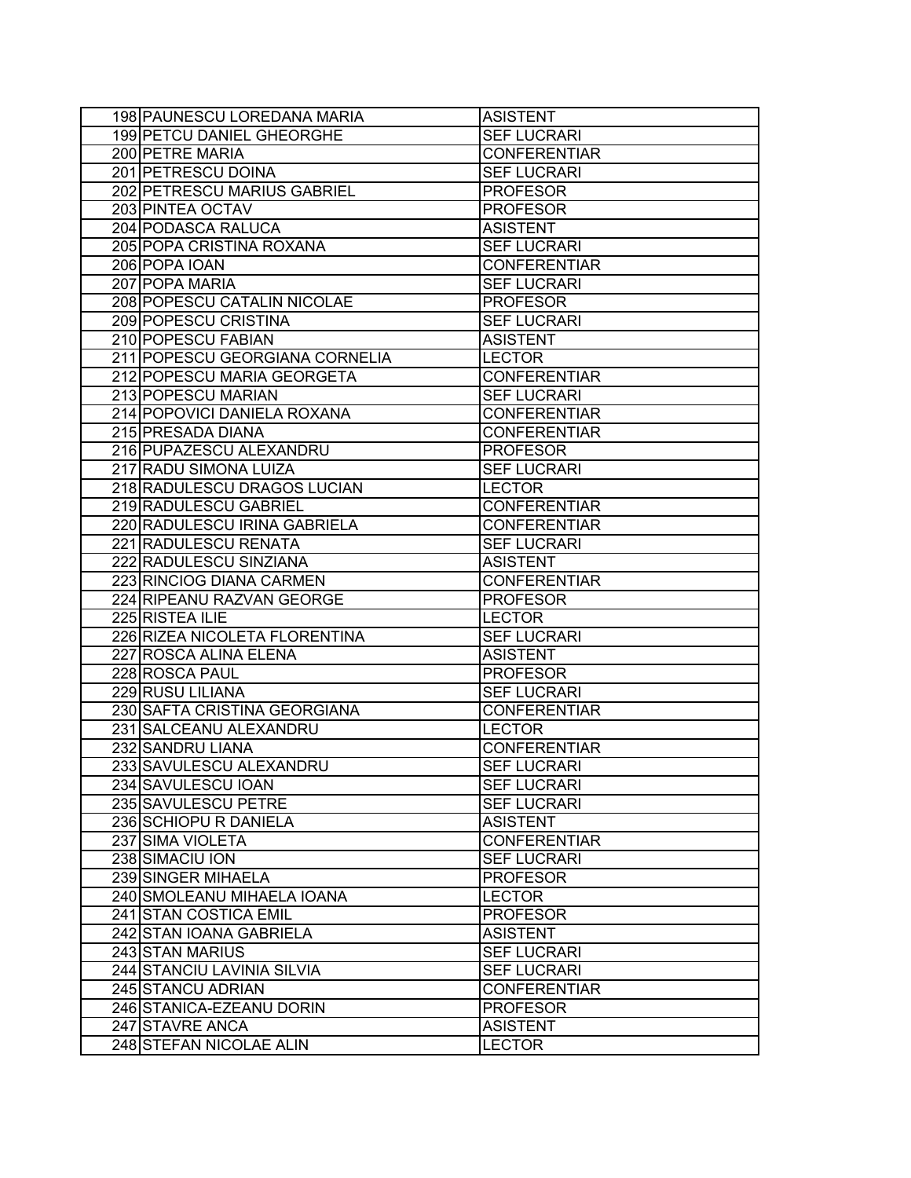| 198 | PAUNESCU LOREDANA MARIA | ASISTENT |
|---|---|---|
| 199 | PETCU DANIEL GHEORGHE | SEF LUCRARI |
| 200 | PETRE MARIA | CONFERENTIAR |
| 201 | PETRESCU DOINA | SEF LUCRARI |
| 202 | PETRESCU MARIUS GABRIEL | PROFESOR |
| 203 | PINTEA OCTAV | PROFESOR |
| 204 | PODASCA RALUCA | ASISTENT |
| 205 | POPA CRISTINA ROXANA | SEF LUCRARI |
| 206 | POPA IOAN | CONFERENTIAR |
| 207 | POPA MARIA | SEF LUCRARI |
| 208 | POPESCU CATALIN NICOLAE | PROFESOR |
| 209 | POPESCU CRISTINA | SEF LUCRARI |
| 210 | POPESCU FABIAN | ASISTENT |
| 211 | POPESCU GEORGIANA CORNELIA | LECTOR |
| 212 | POPESCU MARIA GEORGETA | CONFERENTIAR |
| 213 | POPESCU MARIAN | SEF LUCRARI |
| 214 | POPOVICI DANIELA ROXANA | CONFERENTIAR |
| 215 | PRESADA DIANA | CONFERENTIAR |
| 216 | PUPAZESCU ALEXANDRU | PROFESOR |
| 217 | RADU SIMONA LUIZA | SEF LUCRARI |
| 218 | RADULESCU DRAGOS LUCIAN | LECTOR |
| 219 | RADULESCU GABRIEL | CONFERENTIAR |
| 220 | RADULESCU IRINA GABRIELA | CONFERENTIAR |
| 221 | RADULESCU RENATA | SEF LUCRARI |
| 222 | RADULESCU SINZIANA | ASISTENT |
| 223 | RINCIOG DIANA CARMEN | CONFERENTIAR |
| 224 | RIPEANU RAZVAN GEORGE | PROFESOR |
| 225 | RISTEA ILIE | LECTOR |
| 226 | RIZEA NICOLETA FLORENTINA | SEF LUCRARI |
| 227 | ROSCA ALINA ELENA | ASISTENT |
| 228 | ROSCA PAUL | PROFESOR |
| 229 | RUSU LILIANA | SEF LUCRARI |
| 230 | SAFTA CRISTINA GEORGIANA | CONFERENTIAR |
| 231 | SALCEANU ALEXANDRU | LECTOR |
| 232 | SANDRU LIANA | CONFERENTIAR |
| 233 | SAVULESCU ALEXANDRU | SEF LUCRARI |
| 234 | SAVULESCU IOAN | SEF LUCRARI |
| 235 | SAVULESCU PETRE | SEF LUCRARI |
| 236 | SCHIOPU R DANIELA | ASISTENT |
| 237 | SIMA VIOLETA | CONFERENTIAR |
| 238 | SIMACIU ION | SEF LUCRARI |
| 239 | SINGER MIHAELA | PROFESOR |
| 240 | SMOLEANU MIHAELA IOANA | LECTOR |
| 241 | STAN COSTICA EMIL | PROFESOR |
| 242 | STAN IOANA GABRIELA | ASISTENT |
| 243 | STAN MARIUS | SEF LUCRARI |
| 244 | STANCIU LAVINIA SILVIA | SEF LUCRARI |
| 245 | STANCU ADRIAN | CONFERENTIAR |
| 246 | STANICA-EZEANU DORIN | PROFESOR |
| 247 | STAVRE ANCA | ASISTENT |
| 248 | STEFAN NICOLAE ALIN | LECTOR |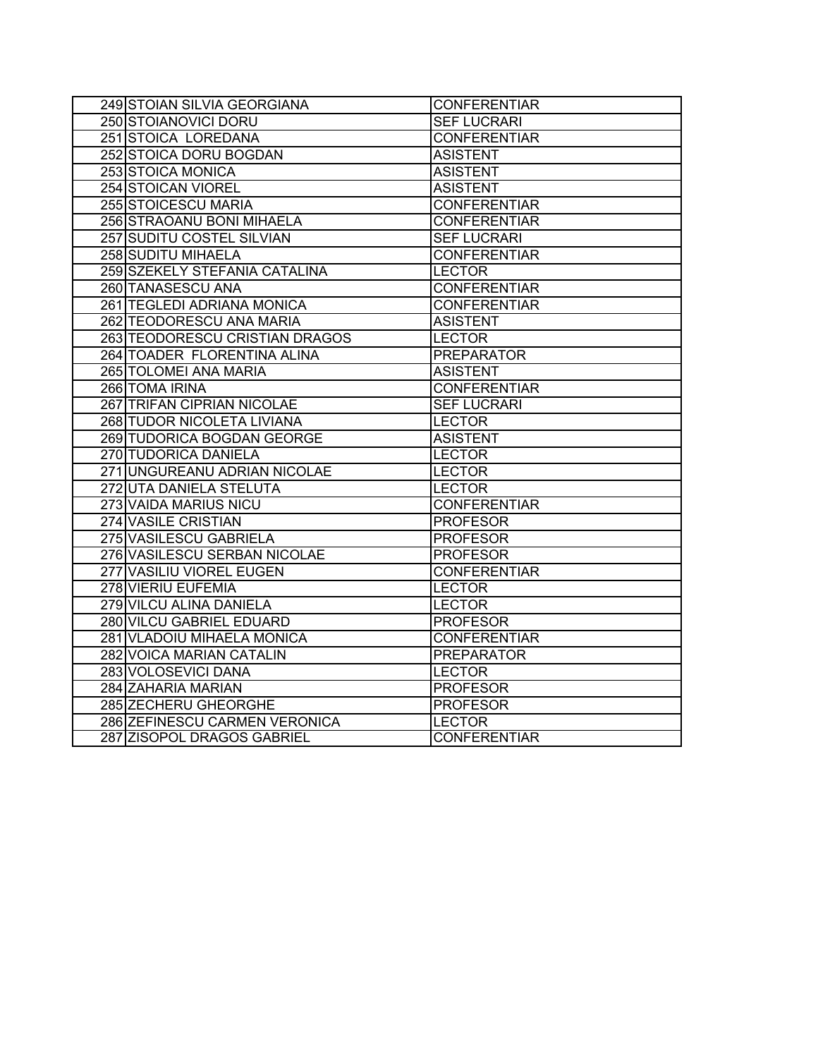| | | |
|---|---|---|
| 249 | STOIAN SILVIA GEORGIANA | CONFERENTIAR |
| 250 | STOIANOVICI DORU | SEF LUCRARI |
| 251 | STOICA  LOREDANA | CONFERENTIAR |
| 252 | STOICA DORU BOGDAN | ASISTENT |
| 253 | STOICA MONICA | ASISTENT |
| 254 | STOICAN VIOREL | ASISTENT |
| 255 | STOICESCU MARIA | CONFERENTIAR |
| 256 | STRAOANU BONI MIHAELA | CONFERENTIAR |
| 257 | SUDITU COSTEL SILVIAN | SEF LUCRARI |
| 258 | SUDITU MIHAELA | CONFERENTIAR |
| 259 | SZEKELY STEFANIA CATALINA | LECTOR |
| 260 | TANASESCU ANA | CONFERENTIAR |
| 261 | TEGLEDI ADRIANA MONICA | CONFERENTIAR |
| 262 | TEODORESCU ANA MARIA | ASISTENT |
| 263 | TEODORESCU CRISTIAN DRAGOS | LECTOR |
| 264 | TOADER  FLORENTINA ALINA | PREPARATOR |
| 265 | TOLOMEI ANA MARIA | ASISTENT |
| 266 | TOMA IRINA | CONFERENTIAR |
| 267 | TRIFAN CIPRIAN NICOLAE | SEF LUCRARI |
| 268 | TUDOR NICOLETA LIVIANA | LECTOR |
| 269 | TUDORICA BOGDAN GEORGE | ASISTENT |
| 270 | TUDORICA DANIELA | LECTOR |
| 271 | UNGUREANU ADRIAN NICOLAE | LECTOR |
| 272 | UTA DANIELA STELUTA | LECTOR |
| 273 | VAIDA MARIUS NICU | CONFERENTIAR |
| 274 | VASILE CRISTIAN | PROFESOR |
| 275 | VASILESCU GABRIELA | PROFESOR |
| 276 | VASILESCU SERBAN NICOLAE | PROFESOR |
| 277 | VASILIU VIOREL EUGEN | CONFERENTIAR |
| 278 | VIERIU EUFEMIA | LECTOR |
| 279 | VILCU ALINA DANIELA | LECTOR |
| 280 | VILCU GABRIEL EDUARD | PROFESOR |
| 281 | VLADOIU MIHAELA MONICA | CONFERENTIAR |
| 282 | VOICA MARIAN CATALIN | PREPARATOR |
| 283 | VOLOSEVICI DANA | LECTOR |
| 284 | ZAHARIA MARIAN | PROFESOR |
| 285 | ZECHERU GHEORGHE | PROFESOR |
| 286 | ZEFINESCU CARMEN VERONICA | LECTOR |
| 287 | ZISOPOL DRAGOS GABRIEL | CONFERENTIAR |